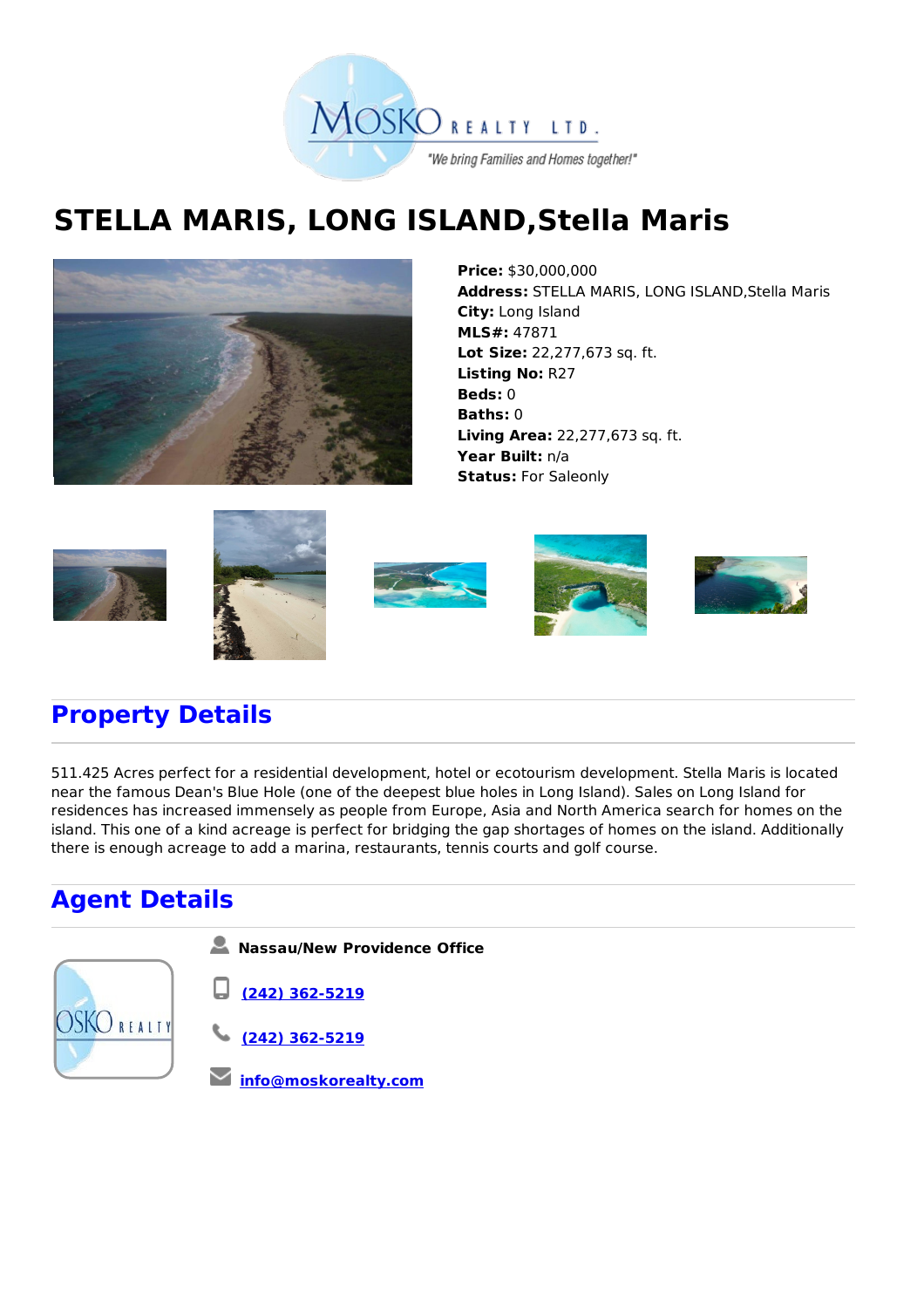# STELLA MARIS, LONG ISLAND,Stella Maris

**Price:** $30,000,000
**Address:** STELLA MARIS, LONG ISLAND,Stella Maris
**City:** Long Island
**MLS#:** 47871
**Lot Size:** 22,277,673 sq. ft.
**Listing No:** R27
**Beds:** 0
**Baths:** 0
**Living Area:** 22,277,673 sq. ft.
**Year Built:** n/a
**Status:** For Saleonly

## Property Details

511.425 Acres perfect for a residential development, hotel or ecotourism development. Stella Maris is located near the famous Dean's Blue Hole (one of the deepest blue holes in Long Island). Sales on Long Island for residences has increased immensely as people from Europe, Asia and North America search for homes on the island. This one of a kind acreage is perfect for bridging the gap shortages of homes on the island. Additionally there is enough acreage to add a marina, restaurants, tennis courts and golf course.

## Agent Details

**Nassau/New Providence Office**

(242) 362-5219

(242) 362-5219

info@moskorealty.com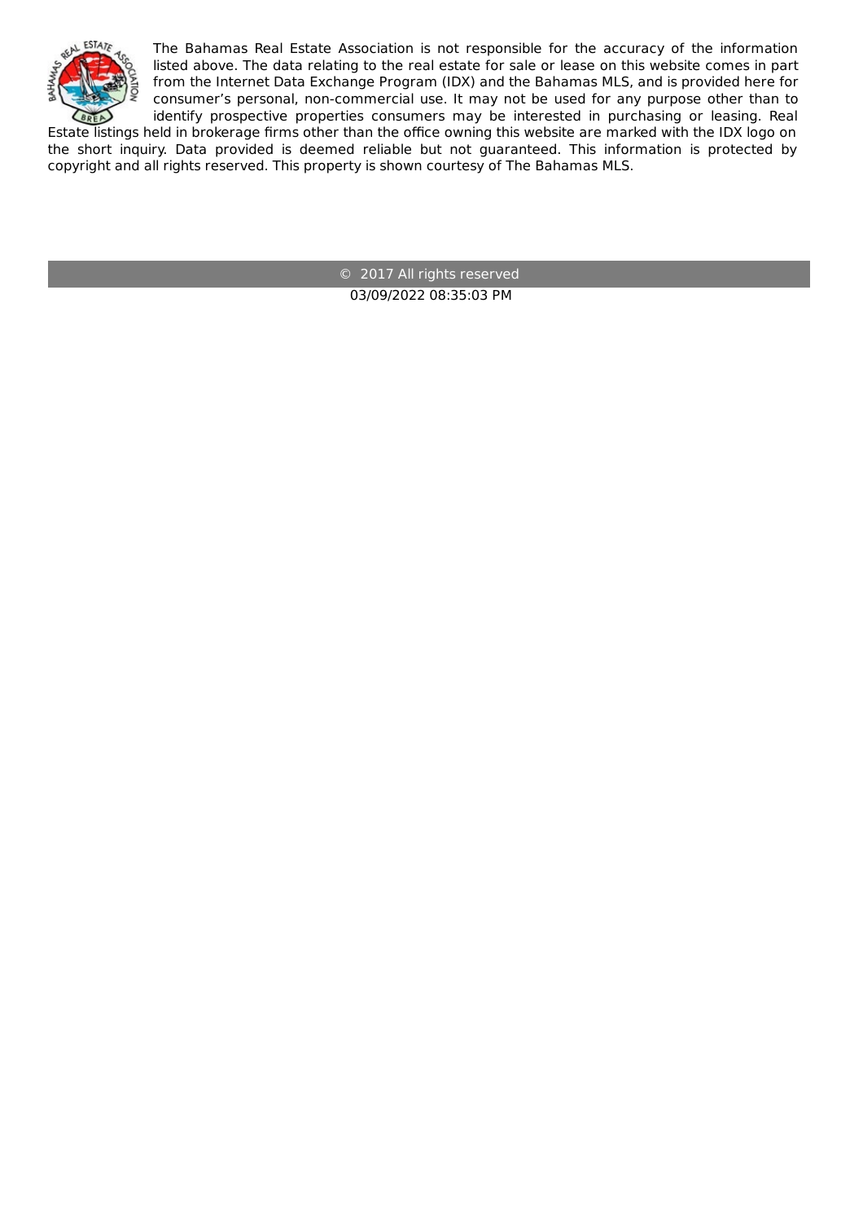The Bahamas Real Estate Association is not responsible for the accuracy of the information listed above. The data relating to the real estate for sale or lease on this website comes in part from the Internet Data Exchange Program (IDX) and the Bahamas MLS, and is provided here for consumer's personal, non-commercial use. It may not be used for any purpose other than to identify prospective properties consumers may be interested in purchasing or leasing. Real Estate listings held in brokerage firms other than the office owning this website are marked with the IDX logo on the short inquiry. Data provided is deemed reliable but not guaranteed. This information is protected by copyright and all rights reserved. This property is shown courtesy of The Bahamas MLS.

© 2017 All rights reserved

03/09/2022 08:35:03 PM